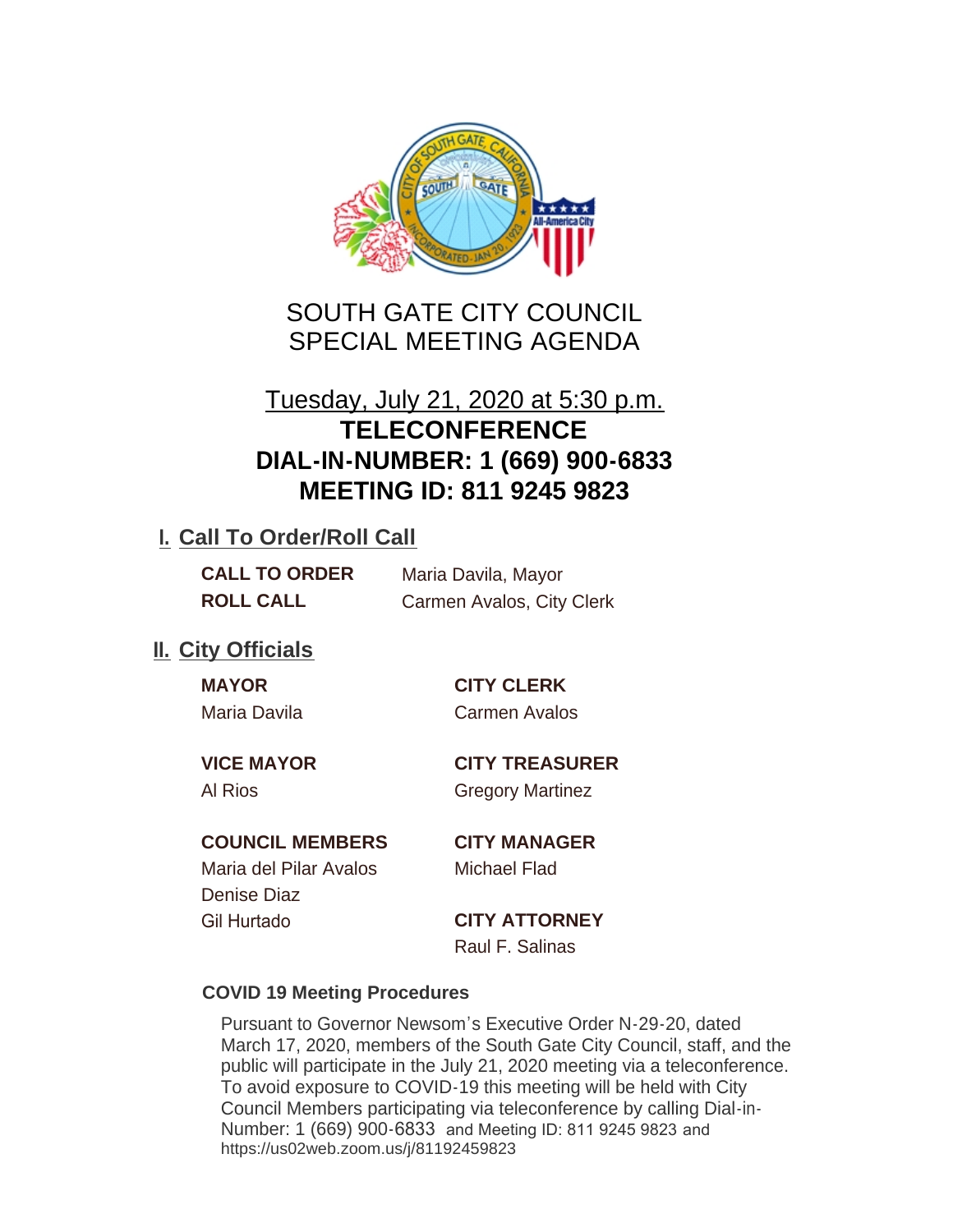# SOUTH GATE CITY COUNCIL
# SPECIAL MEETING AGENDA

## Tuesday, July 21, 2020 at 5:30 p.m.
## TELECONFERENCE
## DIAL-IN-NUMBER: 1 (669) 900-6833
## MEETING ID: 811 9245 9823

## I. Call To Order/Roll Call

**CALL TO ORDER** Maria Davila, Mayor

**ROLL CALL** Carmen Avalos, City Clerk

## II. City Officials

**MAYOR**
Maria Davila

**VICE MAYOR**
Al Rios

**COUNCIL MEMBERS**
Maria del Pilar Avalos
Denise Diaz
Gil Hurtado

**CITY CLERK**
Carmen Avalos

**CITY TREASURER**
Gregory Martinez

**CITY MANAGER**
Michael Flad

**CITY ATTORNEY**
Raul F. Salinas

### COVID 19 Meeting Procedures

Pursuant to Governor Newsom's Executive Order N-29-20, dated March 17, 2020, members of the South Gate City Council, staff, and the public will participate in the July 21, 2020 meeting via a teleconference. To avoid exposure to COVID-19 this meeting will be held with City Council Members participating via teleconference by calling Dial-in-Number: 1 (669) 900-6833 and Meeting ID: 811 9245 9823 and https://us02web.zoom.us/j/81192459823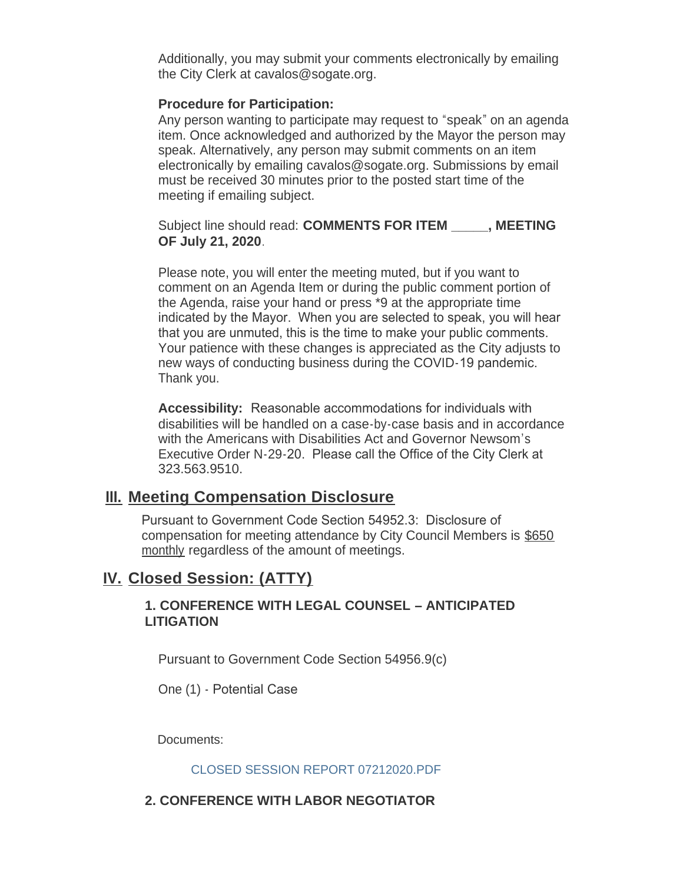Additionally, you may submit your comments electronically by emailing the City Clerk at cavalos@sogate.org.

**Procedure for Participation:**

Any person wanting to participate may request to "speak" on an agenda item. Once acknowledged and authorized by the Mayor the person may speak. Alternatively, any person may submit comments on an item electronically by emailing cavalos@sogate.org. Submissions by email must be received 30 minutes prior to the posted start time of the meeting if emailing subject.

Subject line should read: **COMMENTS FOR ITEM _____, MEETING OF July 21, 2020**.

Please note, you will enter the meeting muted, but if you want to comment on an Agenda Item or during the public comment portion of the Agenda, raise your hand or press *9 at the appropriate time indicated by the Mayor. When you are selected to speak, you will hear that you are unmuted, this is the time to make your public comments. Your patience with these changes is appreciated as the City adjusts to new ways of conducting business during the COVID-19 pandemic. Thank you.

**Accessibility:** Reasonable accommodations for individuals with disabilities will be handled on a case-by-case basis and in accordance with the Americans with Disabilities Act and Governor Newsom's Executive Order N-29-20. Please call the Office of the City Clerk at 323.563.9510.

## III. Meeting Compensation Disclosure

Pursuant to Government Code Section 54952.3: Disclosure of compensation for meeting attendance by City Council Members is $650 monthly regardless of the amount of meetings.

## IV. Closed Session: (ATTY)

### 1. CONFERENCE WITH LEGAL COUNSEL – ANTICIPATED LITIGATION

Pursuant to Government Code Section 54956.9(c)

One (1) - Potential Case

Documents:

CLOSED SESSION REPORT 07212020.PDF

### 2. CONFERENCE WITH LABOR NEGOTIATOR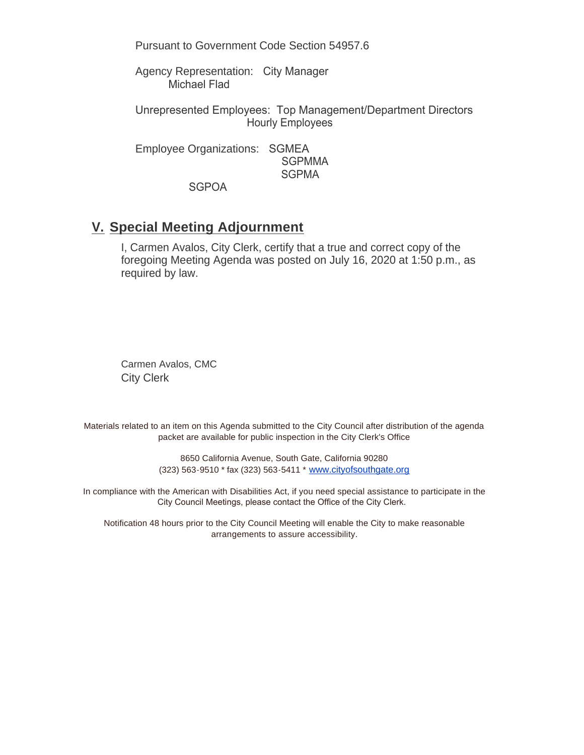Pursuant to Government Code Section 54957.6

Agency Representation: City Manager
Michael Flad

Unrepresented Employees: Top Management/Department Directors
Hourly Employees

Employee Organizations: SGMEA
SGPMMA
SGPMA
SGPOA

## V. Special Meeting Adjournment

I, Carmen Avalos, City Clerk, certify that a true and correct copy of the foregoing Meeting Agenda was posted on July 16, 2020 at 1:50 p.m., as required by law.

Carmen Avalos, CMC
City Clerk

Materials related to an item on this Agenda submitted to the City Council after distribution of the agenda packet are available for public inspection in the City Clerk's Office

8650 California Avenue, South Gate, California 90280
(323) 563-9510 * fax (323) 563-5411 * www.cityofsouthgate.org

In compliance with the American with Disabilities Act, if you need special assistance to participate in the City Council Meetings, please contact the Office of the City Clerk.

Notification 48 hours prior to the City Council Meeting will enable the City to make reasonable arrangements to assure accessibility.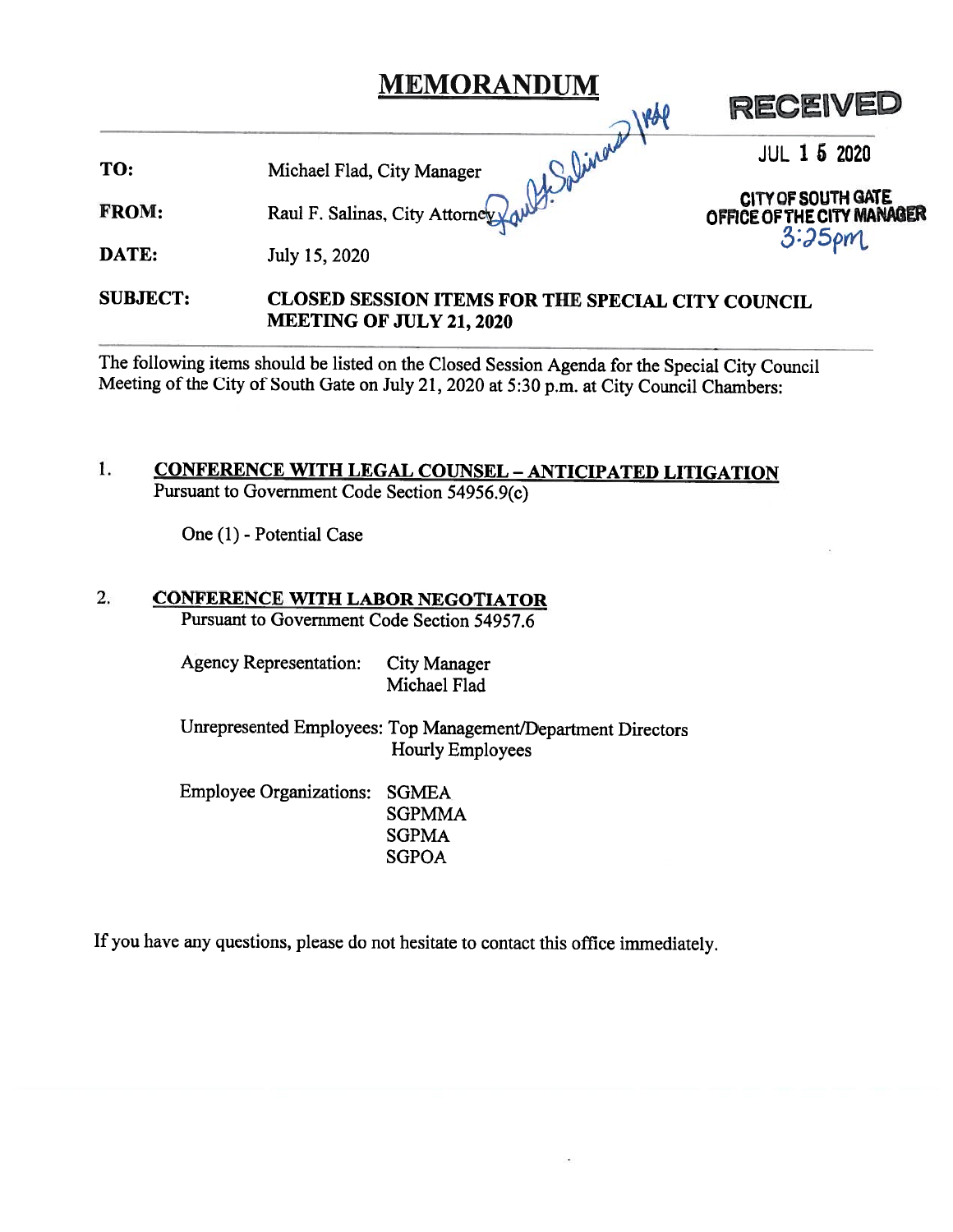# MEMORANDUM

RECEIVED

JUL 15 2020

CITY OF SOUTH GATE
OFFICE OF THE CITY MANAGER
3:25pm

**TO:** Michael Flad, City Manager

**FROM:** Raul F. Salinas, City Attorney

**DATE:** July 15, 2020

**SUBJECT:** **CLOSED SESSION ITEMS FOR THE SPECIAL CITY COUNCIL MEETING OF JULY 21, 2020**

The following items should be listed on the Closed Session Agenda for the Special City Council Meeting of the City of South Gate on July 21, 2020 at 5:30 p.m. at City Council Chambers:

1. **CONFERENCE WITH LEGAL COUNSEL – ANTICIPATED LITIGATION**
   Pursuant to Government Code Section 54956.9(c)

   One (1) - Potential Case

2. **CONFERENCE WITH LABOR NEGOTIATOR**
   Pursuant to Government Code Section 54957.6

   Agency Representation: City Manager
   Michael Flad

   Unrepresented Employees: Top Management/Department Directors
   Hourly Employees

   Employee Organizations: SGMEA
   SGPMMA
   SGPMA
   SGPOA

If you have any questions, please do not hesitate to contact this office immediately.